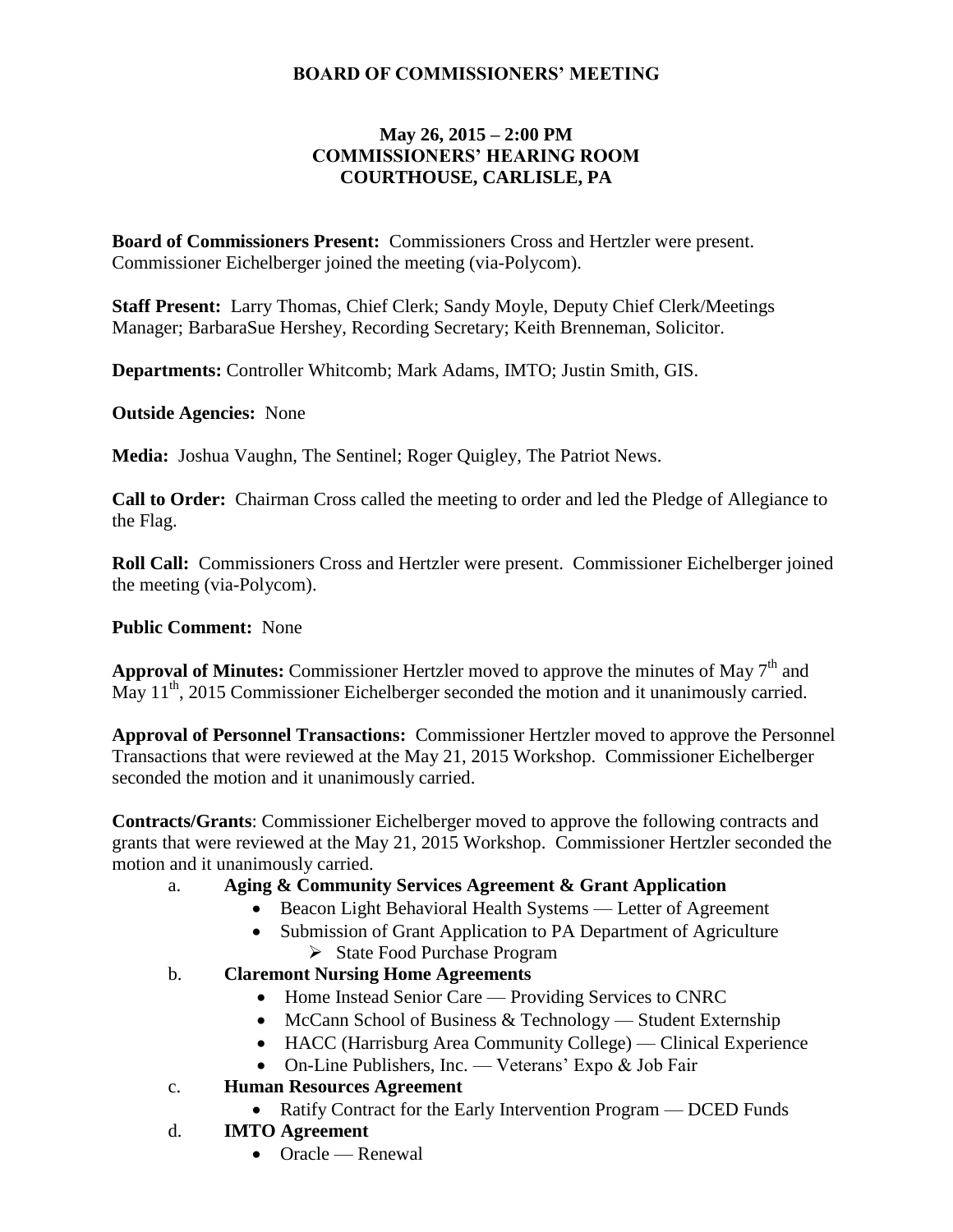# BOARD OF COMMISSIONERS' MEETING

## May 26, 2015 – 2:00 PM
## COMMISSIONERS' HEARING ROOM
## COURTHOUSE, CARLISLE, PA

**Board of Commissioners Present:** Commissioners Cross and Hertzler were present. Commissioner Eichelberger joined the meeting (via-Polycom).

**Staff Present:** Larry Thomas, Chief Clerk; Sandy Moyle, Deputy Chief Clerk/Meetings Manager; BarbaraSue Hershey, Recording Secretary; Keith Brenneman, Solicitor.

**Departments:** Controller Whitcomb; Mark Adams, IMTO; Justin Smith, GIS.

**Outside Agencies:** None

**Media:** Joshua Vaughn, The Sentinel; Roger Quigley, The Patriot News.

**Call to Order:** Chairman Cross called the meeting to order and led the Pledge of Allegiance to the Flag.

**Roll Call:** Commissioners Cross and Hertzler were present. Commissioner Eichelberger joined the meeting (via-Polycom).

**Public Comment:** None

**Approval of Minutes:** Commissioner Hertzler moved to approve the minutes of May 7th and May 11th, 2015 Commissioner Eichelberger seconded the motion and it unanimously carried.

**Approval of Personnel Transactions:** Commissioner Hertzler moved to approve the Personnel Transactions that were reviewed at the May 21, 2015 Workshop. Commissioner Eichelberger seconded the motion and it unanimously carried.

**Contracts/Grants**: Commissioner Eichelberger moved to approve the following contracts and grants that were reviewed at the May 21, 2015 Workshop. Commissioner Hertzler seconded the motion and it unanimously carried.

a. **Aging & Community Services Agreement & Grant Application**
   - Beacon Light Behavioral Health Systems — Letter of Agreement
   - Submission of Grant Application to PA Department of Agriculture
     - State Food Purchase Program

b. **Claremont Nursing Home Agreements**
   - Home Instead Senior Care — Providing Services to CNRC
   - McCann School of Business & Technology — Student Externship
   - HACC (Harrisburg Area Community College) — Clinical Experience
   - On-Line Publishers, Inc. — Veterans' Expo & Job Fair

c. **Human Resources Agreement**
   - Ratify Contract for the Early Intervention Program — DCED Funds

d. **IMTO Agreement**
   - Oracle — Renewal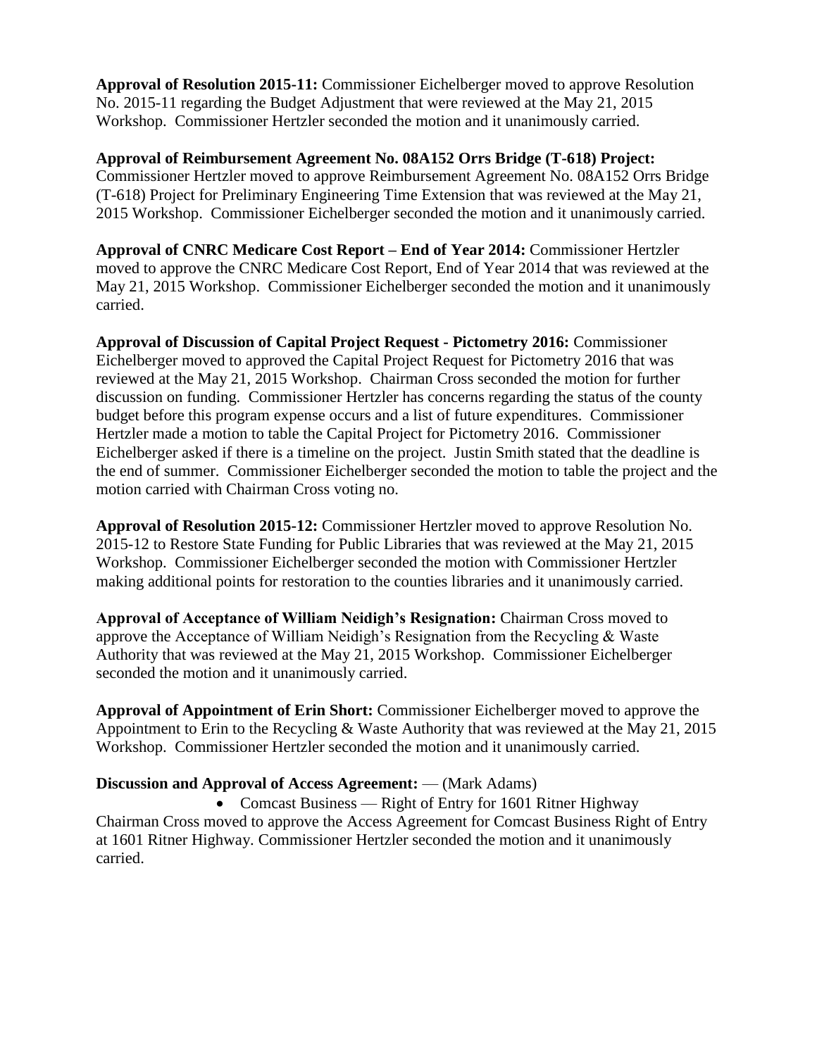**Approval of Resolution 2015-11:** Commissioner Eichelberger moved to approve Resolution No. 2015-11 regarding the Budget Adjustment that were reviewed at the May 21, 2015 Workshop. Commissioner Hertzler seconded the motion and it unanimously carried.

**Approval of Reimbursement Agreement No. 08A152 Orrs Bridge (T-618) Project:** Commissioner Hertzler moved to approve Reimbursement Agreement No. 08A152 Orrs Bridge (T-618) Project for Preliminary Engineering Time Extension that was reviewed at the May 21, 2015 Workshop. Commissioner Eichelberger seconded the motion and it unanimously carried.

**Approval of CNRC Medicare Cost Report – End of Year 2014:** Commissioner Hertzler moved to approve the CNRC Medicare Cost Report, End of Year 2014 that was reviewed at the May 21, 2015 Workshop. Commissioner Eichelberger seconded the motion and it unanimously carried.

**Approval of Discussion of Capital Project Request - Pictometry 2016:** Commissioner Eichelberger moved to approved the Capital Project Request for Pictometry 2016 that was reviewed at the May 21, 2015 Workshop. Chairman Cross seconded the motion for further discussion on funding. Commissioner Hertzler has concerns regarding the status of the county budget before this program expense occurs and a list of future expenditures. Commissioner Hertzler made a motion to table the Capital Project for Pictometry 2016. Commissioner Eichelberger asked if there is a timeline on the project. Justin Smith stated that the deadline is the end of summer. Commissioner Eichelberger seconded the motion to table the project and the motion carried with Chairman Cross voting no.

**Approval of Resolution 2015-12:** Commissioner Hertzler moved to approve Resolution No. 2015-12 to Restore State Funding for Public Libraries that was reviewed at the May 21, 2015 Workshop. Commissioner Eichelberger seconded the motion with Commissioner Hertzler making additional points for restoration to the counties libraries and it unanimously carried.

**Approval of Acceptance of William Neidigh's Resignation:** Chairman Cross moved to approve the Acceptance of William Neidigh's Resignation from the Recycling & Waste Authority that was reviewed at the May 21, 2015 Workshop. Commissioner Eichelberger seconded the motion and it unanimously carried.

**Approval of Appointment of Erin Short:** Commissioner Eichelberger moved to approve the Appointment to Erin to the Recycling & Waste Authority that was reviewed at the May 21, 2015 Workshop. Commissioner Hertzler seconded the motion and it unanimously carried.

**Discussion and Approval of Access Agreement:** — (Mark Adams)

- Comcast Business — Right of Entry for 1601 Ritner Highway

Chairman Cross moved to approve the Access Agreement for Comcast Business Right of Entry at 1601 Ritner Highway. Commissioner Hertzler seconded the motion and it unanimously carried.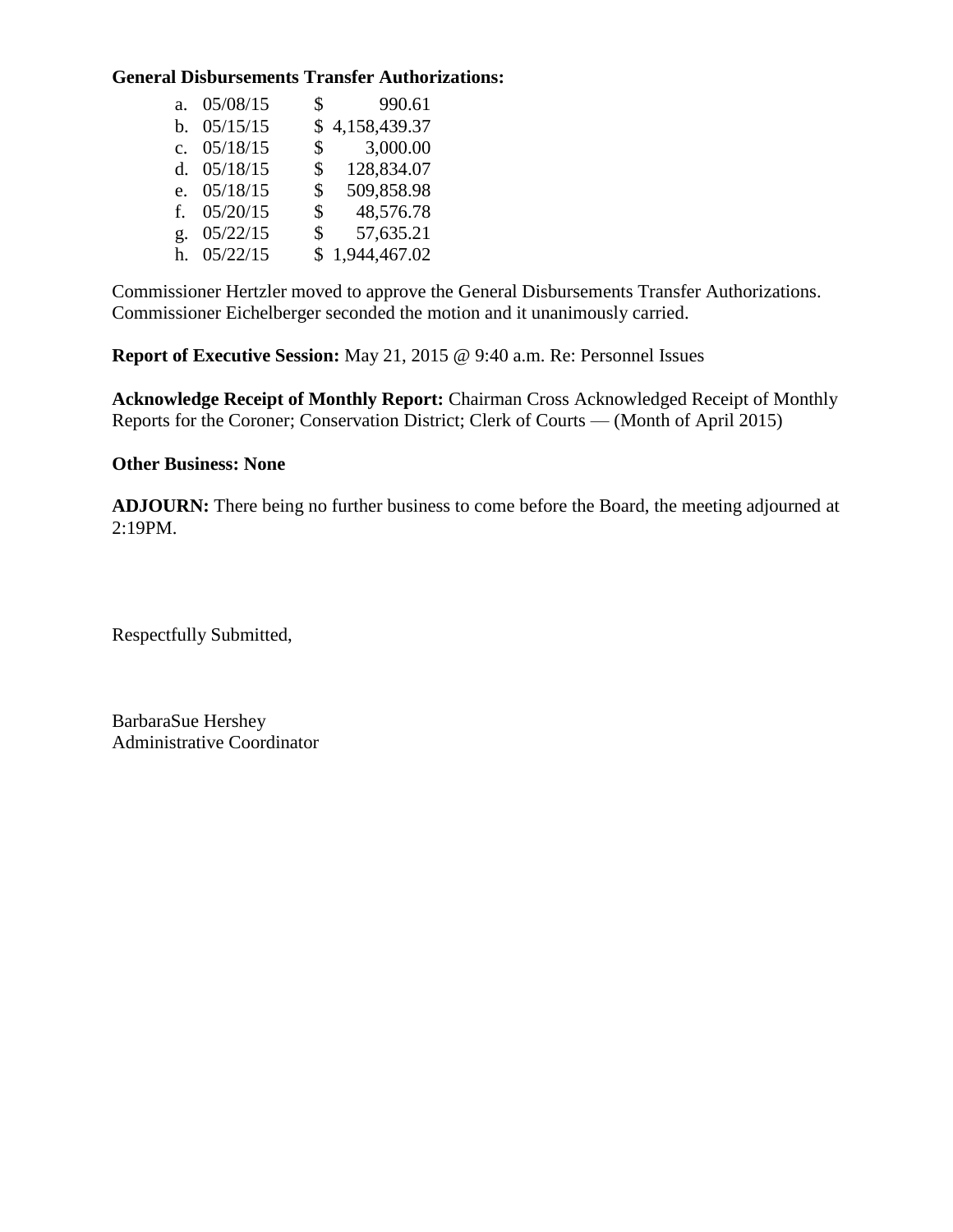**General Disbursements Transfer Authorizations:**

| | | |
|---|---|---|
| a. | 05/08/15 | $ 990.61 |
| b. | 05/15/15 | $ 4,158,439.37 |
| c. | 05/18/15 | $ 3,000.00 |
| d. | 05/18/15 | $ 128,834.07 |
| e. | 05/18/15 | $ 509,858.98 |
| f. | 05/20/15 | $ 48,576.78 |
| g. | 05/22/15 | $ 57,635.21 |
| h. | 05/22/15 | $ 1,944,467.02 |

Commissioner Hertzler moved to approve the General Disbursements Transfer Authorizations. Commissioner Eichelberger seconded the motion and it unanimously carried.

**Report of Executive Session:** May 21, 2015 @ 9:40 a.m. Re: Personnel Issues

**Acknowledge Receipt of Monthly Report:** Chairman Cross Acknowledged Receipt of Monthly Reports for the Coroner; Conservation District; Clerk of Courts — (Month of April 2015)

**Other Business: None**

**ADJOURN:** There being no further business to come before the Board, the meeting adjourned at 2:19PM.

Respectfully Submitted,

BarbaraSue Hershey
Administrative Coordinator